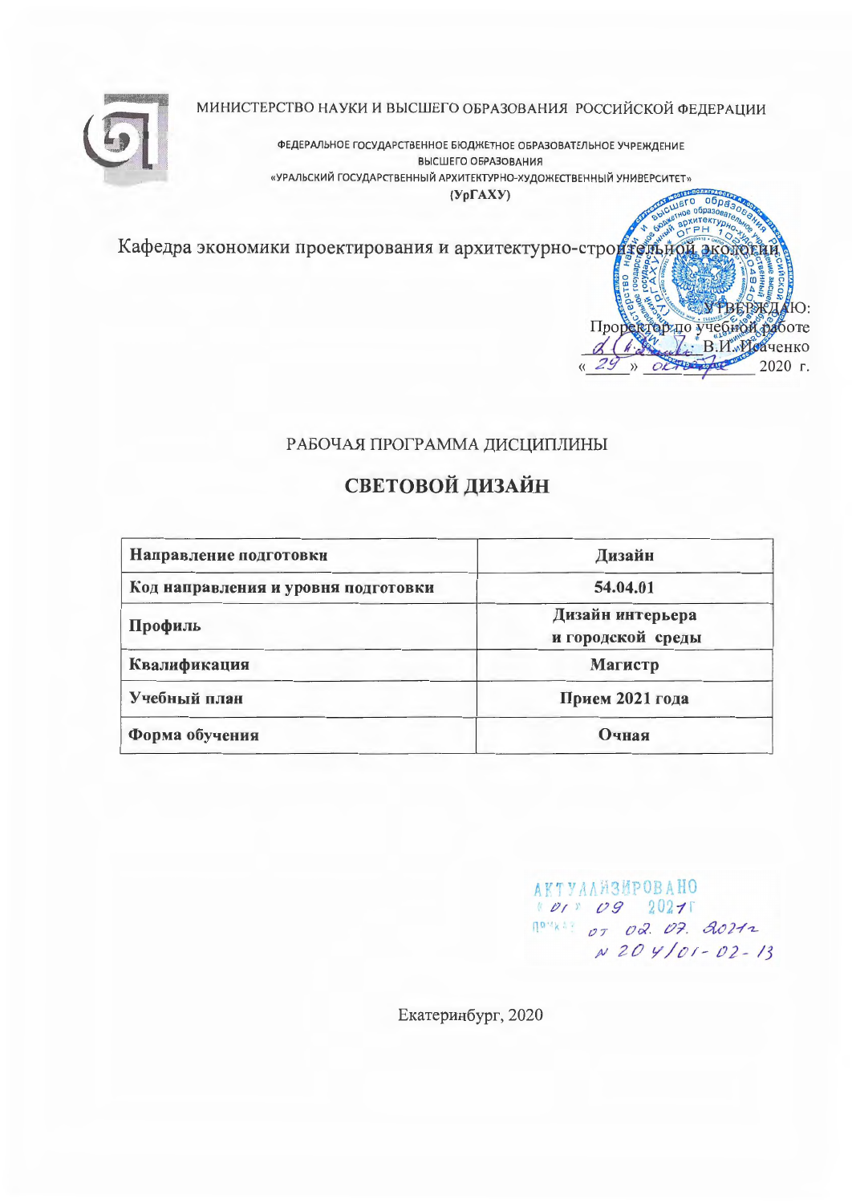МИНИСТЕРСТВО НАУКИ И ВЫСШЕГО ОБРАЗОВАНИЯ РОССИЙСКОЙ ФЕДЕРАЦИИ

ФЕДЕРАЛЬНОЕ ГОСУДАРСТВЕННОЕ БЮДЖЕТНОЕ ОБРАЗОВАТЕЛЬНОЕ УЧРЕЖДЕНИЕ
ВЫСШЕГО ОБРАЗОВАНИЯ
«УРАЛЬСКИЙ ГОСУДАРСТВЕННЫЙ АРХИТЕКТУРНО-ХУДОЖЕСТВЕННЫЙ УНИВЕРСИТЕТ»
(УрГАХУ)

Кафедра экономики проектирования и архитектурно-строительной экологии

УТВЕРЖДАЮ:
Проректор по учебной работе
_________ В.И. Исаченко
« 29 » 04 2020 г.

РАБОЧАЯ ПРОГРАММА ДИСЦИПЛИНЫ

# СВЕТОВОЙ ДИЗАЙН

| Направление подготовки | Дизайн |
|---|---|
| Код направления и уровня подготовки | 54.04.01 |
| Профиль | Дизайн интерьера и городской среды |
| Квалификация | Магистр |
| Учебный план | Прием 2021 года |
| Форма обучения | Очная |

АКТУАЛИЗИРОВАНО
« 01 » 09 2021 г
приказ от 02. 07. 2021 г
№ 204/01-02-13

Екатеринбург, 2020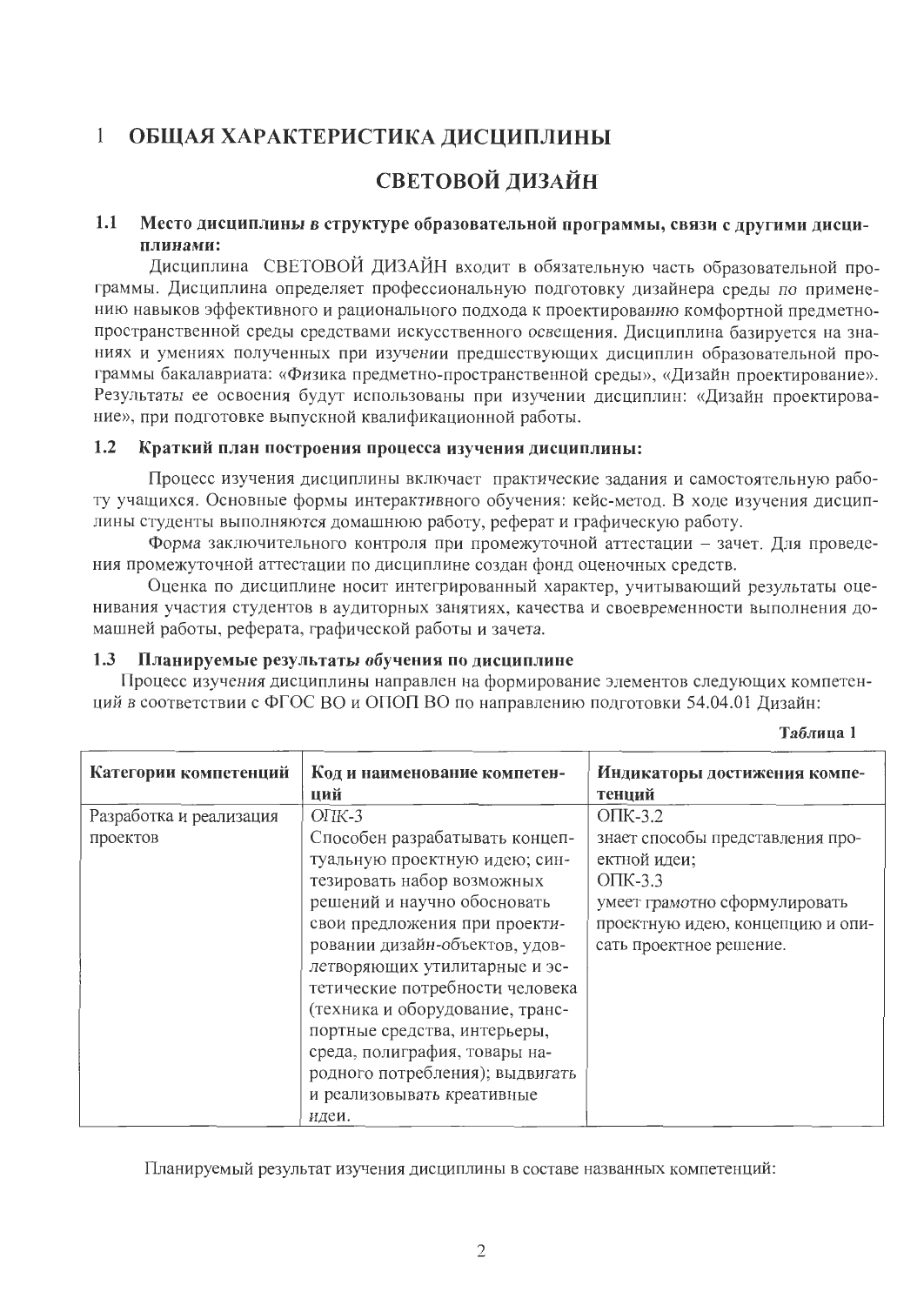# 1 ОБЩАЯ ХАРАКТЕРИСТИКА ДИСЦИПЛИНЫ

# СВЕТОВОЙ ДИЗАЙН

### 1.1 Место дисциплины в структуре образовательной программы, связи с другими дисциплинами:

Дисциплина СВЕТОВОЙ ДИЗАЙН входит в обязательную часть образовательной программы. Дисциплина определяет профессиональную подготовку дизайнера среды по применению навыков эффективного и рационального подхода к проектированию комфортной предметно-пространственной среды средствами искусственного освещения. Дисциплина базируется на знаниях и умениях полученных при изучении предшествующих дисциплин образовательной программы бакалавриата: «Физика предметно-пространственной среды», «Дизайн проектирование». Результаты ее освоения будут использованы при изучении дисциплин: «Дизайн проектирование», при подготовке выпускной квалификационной работы.

### 1.2 Краткий план построения процесса изучения дисциплины:

Процесс изучения дисциплины включает практические задания и самостоятельную работу учащихся. Основные формы интерактивного обучения: кейс-метод. В ходе изучения дисциплины студенты выполняются домашнюю работу, реферат и графическую работу.

Форма заключительного контроля при промежуточной аттестации – зачет. Для проведения промежуточной аттестации по дисциплине создан фонд оценочных средств.

Оценка по дисциплине носит интегрированный характер, учитывающий результаты оценивания участия студентов в аудиторных занятиях, качества и своевременности выполнения домашней работы, реферата, графической работы и зачета.

### 1.3 Планируемые результаты обучения по дисциплине

Процесс изучения дисциплины направлен на формирование элементов следующих компетенций в соответствии с ФГОС ВО и ОПОП ВО по направлению подготовки 54.04.01 Дизайн:

**Таблица 1**

| Категории компетенций | Код и наименование компетенций | Индикаторы достижения компетенций |
|---|---|---|
| Разработка и реализация проектов | ОПК-3<br>Способен разрабатывать концептуальную проектную идею; синтезировать набор возможных решений и научно обосновать свои предложения при проектировании дизайн-объектов, удовлетворяющих утилитарные и эстетические потребности человека (техника и оборудование, транспортные средства, интерьеры, среда, полиграфия, товары народного потребления); выдвигать и реализовывать креативные идеи. | ОПК-3.2<br>знает способы представления проектной идеи;<br>ОПК-3.3<br>умеет грамотно сформулировать проектную идею, концепцию и описать проектное решение. |

Планируемый результат изучения дисциплины в составе названных компетенций: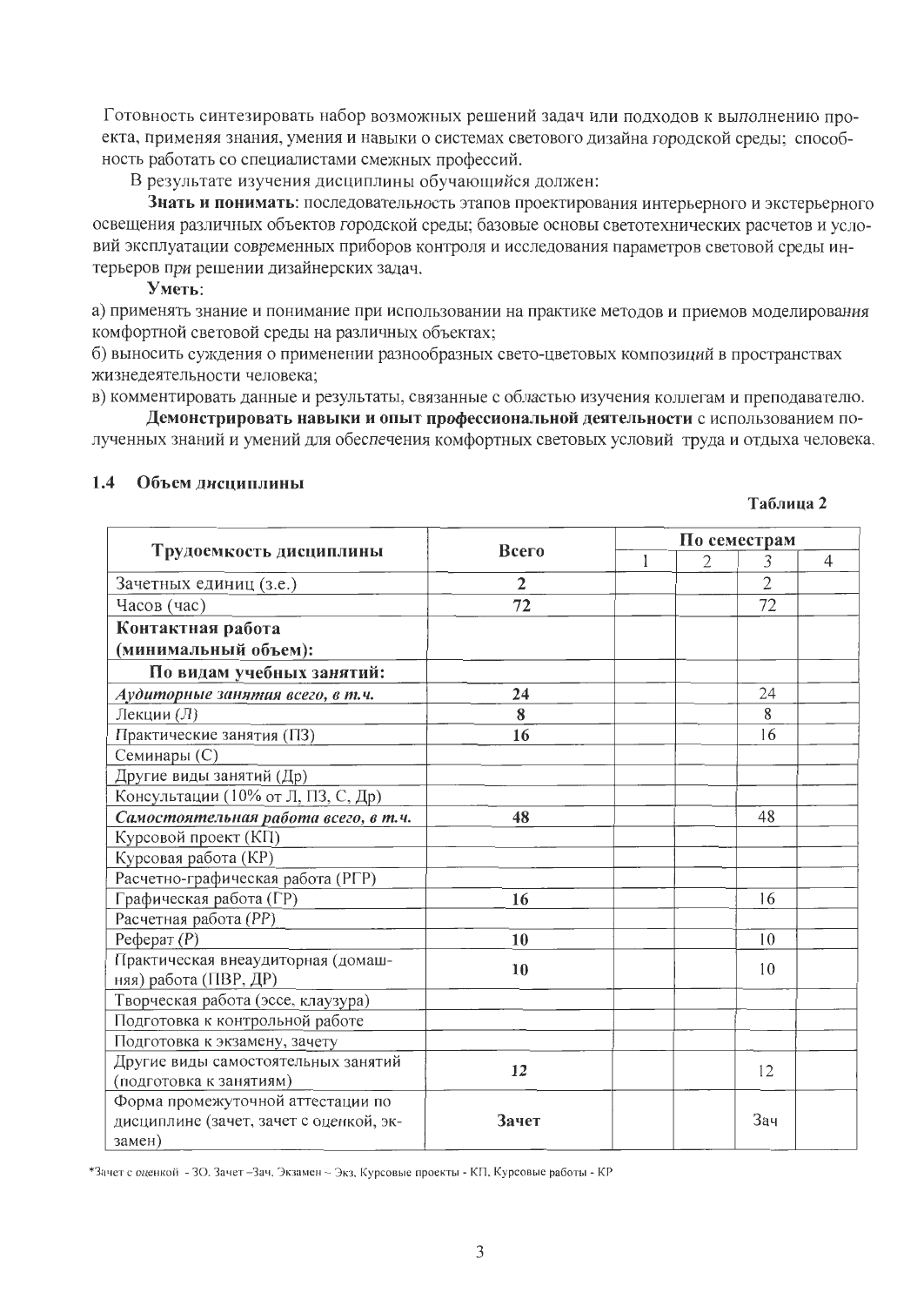Готовность синтезировать набор возможных решений задач или подходов к выполнению проекта, применяя знания, умения и навыки о системах светового дизайна городской среды; способность работать со специалистами смежных профессий.

В результате изучения дисциплины обучающийся должен:

**Знать и понимать**: последовательность этапов проектирования интерьерного и экстерьерного освещения различных объектов городской среды; базовые основы светотехнических расчетов и условий эксплуатации современных приборов контроля и исследования параметров световой среды интерьеров при решении дизайнерских задач.

**Уметь**:

а) применять знание и понимание при использовании на практике методов и приемов моделирования комфортной световой среды на различных объектах;

б) выносить суждения о применении разнообразных свето-цветовых композиций в пространствах жизнедеятельности человека;

в) комментировать данные и результаты, связанные с областью изучения коллегам и преподавателю.

**Демонстрировать навыки и опыт профессиональной деятельности** с использованием полученных знаний и умений для обеспечения комфортных световых условий труда и отдыха человека.

## 1.4 Объем дисциплины

**Таблица 2**

| Трудоемкость дисциплины | Всего | По семестрам | | | |
|---|---|---|---|---|---|
| | | 1 | 2 | 3 | 4 |
| Зачетных единиц (з.е.) | **2** | | | 2 | |
| Часов (час) | **72** | | | 72 | |
| **Контактная работа (минимальный объем):** | | | | | |
| **По видам учебных занятий:** | | | | | |
| ***Аудиторные занятия всего, в т.ч.*** | **24** | | | 24 | |
| Лекции (Л) | **8** | | | 8 | |
| Практические занятия (ПЗ) | **16** | | | 16 | |
| Семинары (С) | | | | | |
| Другие виды занятий (Др) | | | | | |
| Консультации (10% от Л, ПЗ, С, Др) | | | | | |
| ***Самостоятельная работа всего, в т.ч.*** | **48** | | | 48 | |
| Курсовой проект (КП) | | | | | |
| Курсовая работа (КР) | | | | | |
| Расчетно-графическая работа (РГР) | | | | | |
| Графическая работа (ГР) | **16** | | | 16 | |
| Расчетная работа (РР) | | | | | |
| Реферат (Р) | **10** | | | 10 | |
| Практическая внеаудиторная (домашняя) работа (ПВР, ДР) | **10** | | | 10 | |
| Творческая работа (эссе, клаузура) | | | | | |
| Подготовка к контрольной работе | | | | | |
| Подготовка к экзамену, зачету | | | | | |
| Другие виды самостоятельных занятий (подготовка к занятиям) | **12** | | | 12 | |
| Форма промежуточной аттестации по дисциплине (зачет, зачет с оценкой, экзамен) | **Зачет** | | | Зач | |

*Зачет с оценкой - ЗО, Зачет –Зач, Экзамен – Экз, Курсовые проекты - КП, Курсовые работы - КР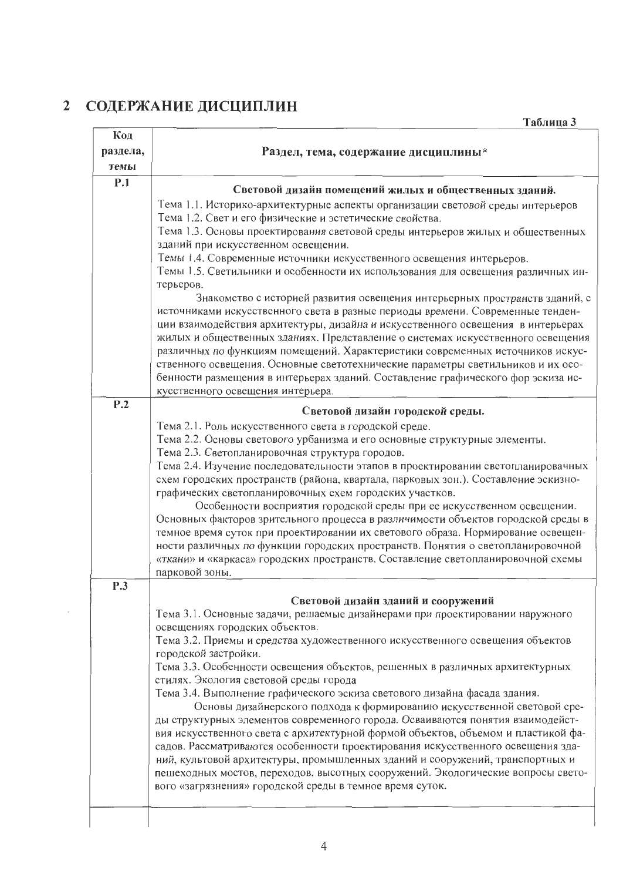## 2 СОДЕРЖАНИЕ ДИСЦИПЛИН

Таблица 3

| Код раздела, темы | Раздел, тема, содержание дисциплины* |
|---|---|
| Р.1 | **Световой дизайн помещений жилых и общественных зданий.**<br>Тема 1.1. Историко-архитектурные аспекты организации световой среды интерьеров<br>Тема 1.2. Свет и его физические и эстетические свойства.<br>Тема 1.3. Основы проектирования световой среды интерьеров жилых и общественных зданий при искусственном освещении.<br>Темы 1.4. Современные источники искусственного освещения интерьеров.<br>Темы 1.5. Светильники и особенности их использования для освещения различных интерьеров.<br>Знакомство с историей развития освещения интерьерных пространств зданий, с источниками искусственного света в разные периоды времени. Современные тенденции взаимодействия архитектуры, дизайна и искусственного освещения в интерьерах жилых и общественных зданиях. Представление о системах искусственного освещения различных по функциям помещений. Характеристики современных источников искусственного освещения. Основные светотехнические параметры светильников и их особенности размещения в интерьерах зданий. Составление графического фор эскиза искусственного освещения интерьера. |
| Р.2 | **Световой дизайн городской среды.**<br>Тема 2.1. Роль искусственного света в городской среде.<br>Тема 2.2. Основы светового урбанизма и его основные структурные элементы.<br>Тема 2.3. Светопланировочная структура городов.<br>Тема 2.4. Изучение последовательности этапов в проектировании светопланировачных схем городских пространств (района, квартала, парковых зон.). Составление эскизно-графических светопланировочных схем городских участков.<br>Особенности восприятия городской среды при ее искусственном освещении. Основных факторов зрительного процесса в различимости объектов городской среды в темное время суток при проектировании их светового образа. Нормирование освещенности различных по функции городских пространств. Понятия о светопланировочной «ткани» и «каркаса» городских пространств. Составление светопланировочной схемы парковой зоны. |
| Р.3 | **Световой дизайн зданий и сооружений**<br>Тема 3.1. Основные задачи, решаемые дизайнерами при проектировании наружного освещениях городских объектов.<br>Тема 3.2. Приемы и средства художественного искусственного освещения объектов городской застройки.<br>Тема 3.3. Особенности освещения объектов, решенных в различных архитектурных стилях. Экология световой среды города<br>Тема 3.4. Выполнение графического эскиза светового дизайна фасада здания.<br>Основы дизайнерского подхода к формированию искусственной световой среды структурных элементов современного города. Осваиваются понятия взаимодействия искусственного света с архитектурной формой объектов, объемом и пластикой фасадов. Рассматриваются особенности проектирования искусственного освещения зданий, культовой архитектуры, промышленных зданий и сооружений, транспортных и пешеходных мостов, переходов, высотных сооружений. Экологические вопросы светового «загрязнения» городской среды в темное время суток. |
| | |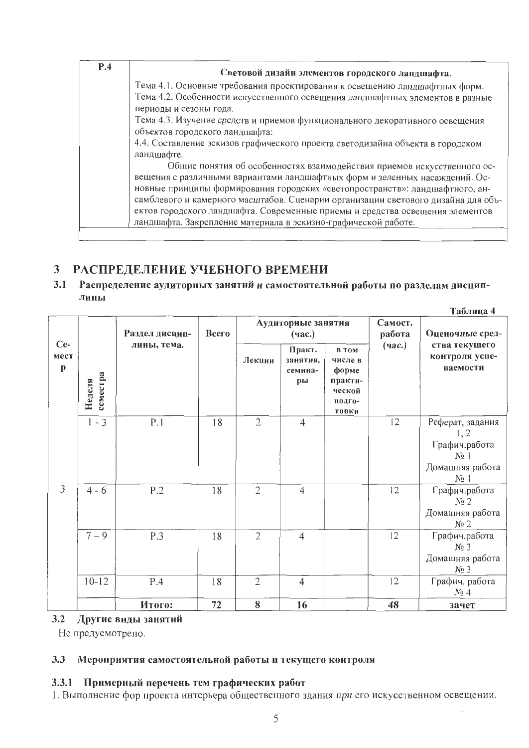| Р.4 | **Световой дизайн элементов городского ландшафта.** Тема 4.1. Основные требования проектирования к освещению ландшафтных форм. Тема 4.2. Особенности искусственного освещения ландшафтных элементов в разные периоды и сезоны года. Тема 4.3. Изучение средств и приемов функционального декоративного освещения объектов городского ландшафта: 4.4. Составление эскизов графического проекта светодизайна объекта в городском ландшафте. Общие понятия об особенностях взаимодействия приемов искусственного освещения с различными вариантами ландшафтных форм и зеленных насаждений. Основные принципы формирования городских «светопространств»: ландшафтного, ансамблевого и камерного масштабов. Сценарии организации светового дизайна для объектов городского ландшафта. Современные приемы и средства освещения элементов ландшафта. Закрепление материала в эскизно-графической работе. |
|---|---|
| | |

# 3 РАСПРЕДЕЛЕНИЕ УЧЕБНОГО ВРЕМЕНИ

## 3.1 Распределение аудиторных занятий и самостоятельной работы по разделам дисциплины

Таблица 4

| Семестр | Неделя семестра | Раздел дисциплины, тема. | Всего | Аудиторные занятия (час.) | | | Самост. работа (час.) | Оценочные средства текущего контроля успеваемости |
|---|---|---|---|---|---|---|---|---|
| | | | | Лекции | Практ. занятия, семинары | в том числе в форме практической подготовки | | |
| 3 | 1 - 3 | Р.1 | 18 | 2 | 4 | | 12 | Реферат, задания 1, 2 Графич.работа № 1 Домашняя работа № 1 |
| | 4 - 6 | Р.2 | 18 | 2 | 4 | | 12 | Графич.работа № 2 Домашняя работа № 2 |
| | 7 – 9 | Р.3 | 18 | 2 | 4 | | 12 | Графич.работа № 3 Домашняя работа № 3 |
| | 10-12 | Р.4 | 18 | 2 | 4 | | 12 | Графич. работа № 4 |
| | | **Итого:** | **72** | **8** | **16** | | **48** | **зачет** |

## 3.2 Другие виды занятий

Не предусмотрено.

## 3.3 Мероприятия самостоятельной работы и текущего контроля

### 3.3.1 Примерный перечень тем графических работ

1. Выполнение фор проекта интерьера общественного здания при его искусственном освещении.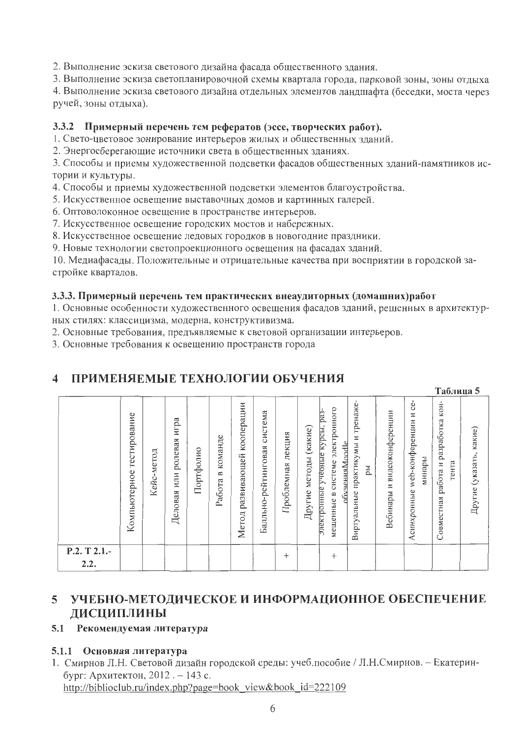2. Выполнение эскиза светового дизайна фасада общественного здания.
3. Выполнение эскиза светопланировочной схемы квартала города, парковой зоны, зоны отдыха
4. Выполнение эскиза светового дизайна отдельных элементов ландшафта (беседки, моста через ручей, зоны отдыха).

### 3.3.2 Примерный перечень тем рефератов (эссе, творческих работ).

1. Свето-цветовое зонирование интерьеров жилых и общественных зданий.
2. Энергосберегающие источники света в общественных зданиях.
3. Способы и приемы художественной подсветки фасадов общественных зданий-памятников истории и культуры.
4. Способы и приемы художественной подсветки элементов благоустройства.
5. Искусственное освещение выставочных домов и картинных галерей.
6. Оптоволоконное освещение в пространстве интерьеров.
7. Искусственное освещение городских мостов и набережных.
8. Искусственное освещение ледовых городков в новогодние праздники.
9. Новые технологии светопроекционного освещения на фасадах зданий.
10. Медиафасады. Положительные и отрицательные качества при восприятии в городской застройке кварталов.

### 3.3.3. Примерный перечень тем практических внеаудиторных (домашних)работ

1. Основные особенности художественного освещения фасадов зданий, решенных в архитектурных стилях: классицизма, модерна, конструктивизма.
2. Основные требования, предъявляемые к световой организации интерьеров.
3. Основные требования к освещению пространств города

# 4 ПРИМЕНЯЕМЫЕ ТЕХНОЛОГИИ ОБУЧЕНИЯ

Таблица 5

| | Компьютерное тестирование | Кейс-метод | Деловая или ролевая игра | Портфолио | Работа в команде | Метод развивающей кооперации | Бально-рейтинговая система | Проблемная лекция | Другие методы (какие) | Электронные учебные курсы, размещенные в системе электронного обученияMoodle | Виртуальные практикумы и тренажеры | Вебинары и видеоконференции | Асинхронные web-конференции и семинары | Совместная работа и разработка контента | Другие (указать, какие) |
|---|---|---|---|---|---|---|---|---|---|---|---|---|---|---|---|
| Р.2. Т 2.1.-2.2. | | | | | | | | + | | + | | | | | |

# 5 УЧЕБНО-МЕТОДИЧЕСКОЕ И ИНФОРМАЦИОННОЕ ОБЕСПЕЧЕНИЕ ДИСЦИПЛИНЫ

## 5.1 Рекомендуемая литература

### 5.1.1 Основная литература

1. Смирнов Л.Н. Световой дизайн городской среды: учеб.пособие / Л.Н.Смирнов. – Екатеринбург: Архитектон, 2012 . – 143 с. http://biblioclub.ru/index.php?page=book_view&book_id=222109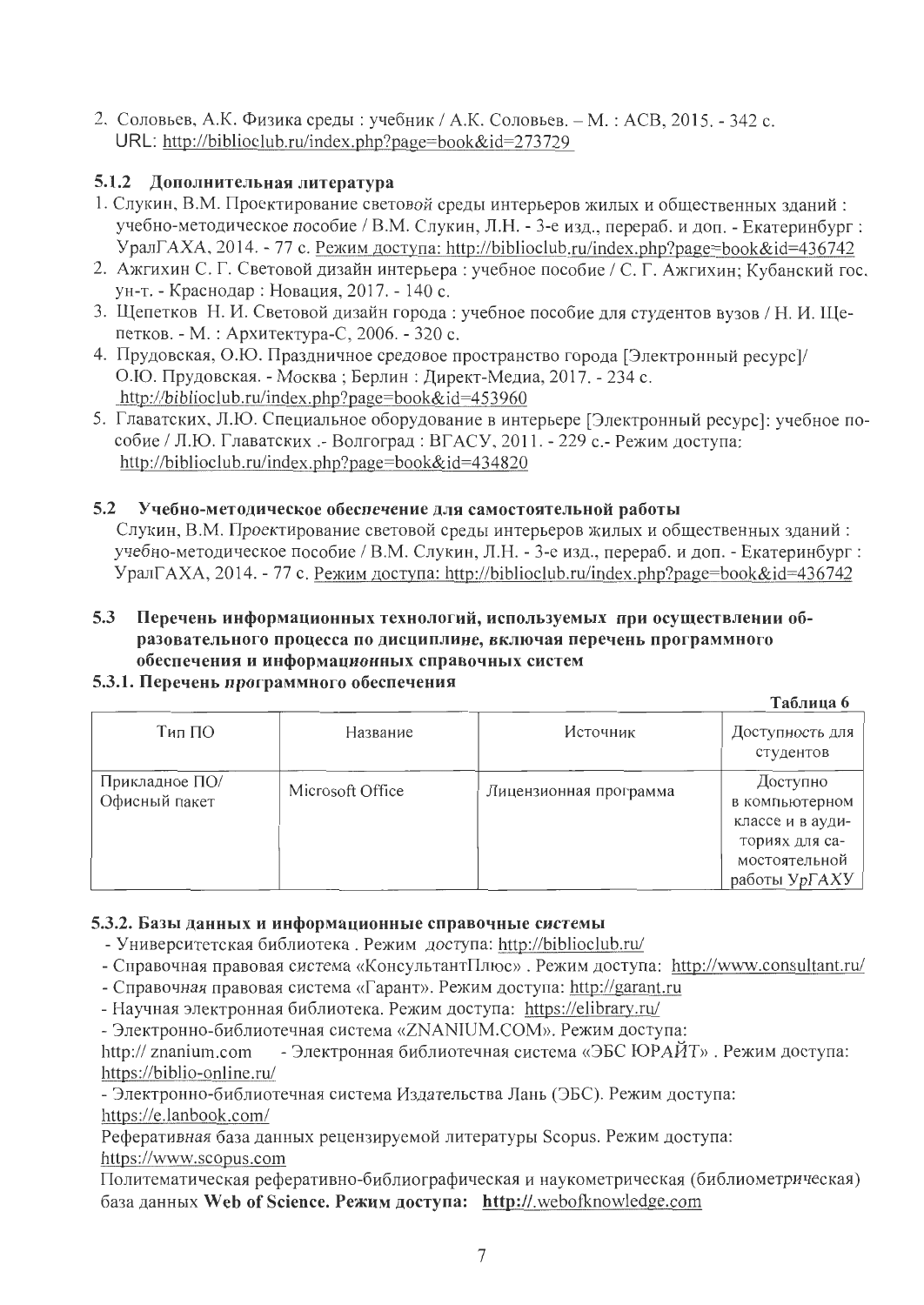2. Соловьев, А.К. Физика среды : учебник / А.К. Соловьев. – М. : АСВ, 2015. - 342 с. URL: http://biblioclub.ru/index.php?page=book&id=273729

### 5.1.2 Дополнительная литература

1. Слукин, В.М. Проектирование световой среды интерьеров жилых и общественных зданий : учебно-методическое пособие / В.М. Слукин, Л.Н. - 3-е изд., перераб. и доп. - Екатеринбург : УралГАХА, 2014. - 77 с. Режим доступа: http://biblioclub.ru/index.php?page=book&id=436742
2. Ажгихин С. Г. Световой дизайн интерьера : учебное пособие / С. Г. Ажгихин; Кубанский гос. ун-т. - Краснодар : Новация, 2017. - 140 с.
3. Щепетков Н. И. Световой дизайн города : учебное пособие для студентов вузов / Н. И. Щепетков. - М. : Архитектура-С, 2006. - 320 с.
4. Прудовская, О.Ю. Праздничное средовое пространство города [Электронный ресурс]/ О.Ю. Прудовская. - Москва ; Берлин : Директ-Медиа, 2017. - 234 с. http://biblioclub.ru/index.php?page=book&id=453960
5. Главатских, Л.Ю. Специальное оборудование в интерьере [Электронный ресурс]: учебное пособие / Л.Ю. Главатских .- Волгоград : ВГАСУ, 2011. - 229 с.- Режим доступа: http://biblioclub.ru/index.php?page=book&id=434820

## 5.2 Учебно-методическое обеспечение для самостоятельной работы

Слукин, В.М. Проектирование световой среды интерьеров жилых и общественных зданий : учебно-методическое пособие / В.М. Слукин, Л.Н. - 3-е изд., перераб. и доп. - Екатеринбург : УралГАХА, 2014. - 77 с. Режим доступа: http://biblioclub.ru/index.php?page=book&id=436742

## 5.3 Перечень информационных технологий, используемых при осуществлении образовательного процесса по дисциплине, включая перечень программного обеспечения и информационных справочных систем

### 5.3.1. Перечень программного обеспечения

**Таблица 6**

| Тип ПО | Название | Источник | Доступность для студентов |
|---|---|---|---|
| Прикладное ПО/ Офисный пакет | Microsoft Office | Лицензионная программа | Доступно в компьютерном классе и в аудиториях для самостоятельной работы УрГАХУ |

### 5.3.2. Базы данных и информационные справочные системы

- Университетская библиотека . Режим доступа: http://biblioclub.ru/
- Справочная правовая система «КонсультантПлюс» . Режим доступа: http://www.consultant.ru/
- Справочная правовая система «Гарант». Режим доступа: http://garant.ru
- Научная электронная библиотека. Режим доступа: https://elibrary.ru/
- Электронно-библиотечная система «ZNANIUM.COM». Режим доступа: http:// znanium.com - Электронная библиотечная система «ЭБС ЮРАЙТ» . Режим доступа: https://biblio-online.ru/
- Электронно-библиотечная система Издательства Лань (ЭБС). Режим доступа: https://e.lanbook.com/

Реферативная база данных рецензируемой литературы Scopus. Режим доступа: https://www.scopus.com

Политематическая реферативно-библиографическая и наукометрическая (библиометрическая) база данных **Web of Science. Режим доступа: http://.webofknowledge.com**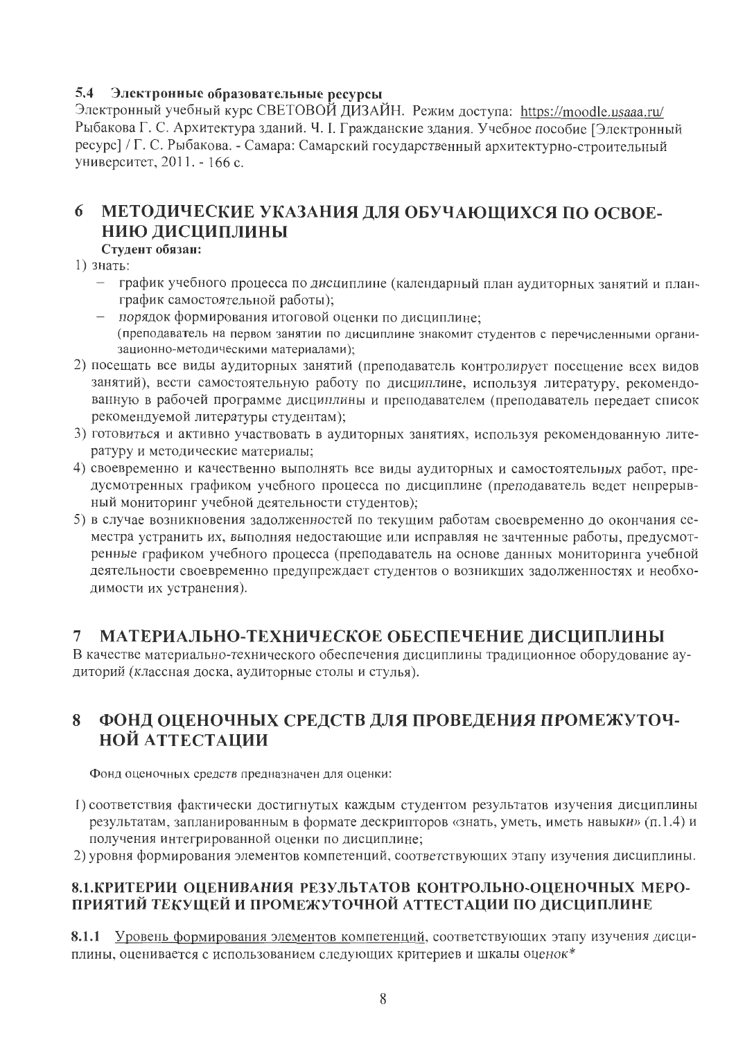### 5.4 Электронные образовательные ресурсы

Электронный учебный курс СВЕТОВОЙ ДИЗАЙН. Режим доступа: https://moodle.usaaa.ru/

Рыбакова Г. С. Архитектура зданий. Ч. I. Гражданские здания. Учебное пособие [Электронный ресурс] / Г. С. Рыбакова. - Самара: Самарский государственный архитектурно-строительный университет, 2011. - 166 с.

## 6 МЕТОДИЧЕСКИЕ УКАЗАНИЯ ДЛЯ ОБУЧАЮЩИХСЯ ПО ОСВОЕНИЮ ДИСЦИПЛИНЫ

**Студент обязан:**

1) знать:
   - график учебного процесса по дисциплине (календарный план аудиторных занятий и план-график самостоятельной работы);
   - порядок формирования итоговой оценки по дисциплине;
   
   (преподаватель на первом занятии по дисциплине знакомит студентов с перечисленными организационно-методическими материалами);
2) посещать все виды аудиторных занятий (преподаватель контролирует посещение всех видов занятий), вести самостоятельную работу по дисциплине, используя литературу, рекомендованную в рабочей программе дисциплины и преподавателем (преподаватель передает список рекомендуемой литературы студентам);
3) готовиться и активно участвовать в аудиторных занятиях, используя рекомендованную литературу и методические материалы;
4) своевременно и качественно выполнять все виды аудиторных и самостоятельных работ, предусмотренных графиком учебного процесса по дисциплине (преподаватель ведет непрерывный мониторинг учебной деятельности студентов);
5) в случае возникновения задолженностей по текущим работам своевременно до окончания семестра устранить их, выполняя недостающие или исправляя не зачтенные работы, предусмотренные графиком учебного процесса (преподаватель на основе данных мониторинга учебной деятельности своевременно предупреждает студентов о возникших задолженностях и необходимости их устранения).

## 7 МАТЕРИАЛЬНО-ТЕХНИЧЕСКОЕ ОБЕСПЕЧЕНИЕ ДИСЦИПЛИНЫ

В качестве материально-технического обеспечения дисциплины традиционное оборудование аудиторий (классная доска, аудиторные столы и стулья).

## 8 ФОНД ОЦЕНОЧНЫХ СРЕДСТВ ДЛЯ ПРОВЕДЕНИЯ ПРОМЕЖУТОЧНОЙ АТТЕСТАЦИИ

Фонд оценочных средств предназначен для оценки:

1) соответствия фактически достигнутых каждым студентом результатов изучения дисциплины результатам, запланированным в формате дескрипторов «знать, уметь, иметь навыки» (п.1.4) и получения интегрированной оценки по дисциплине;
2) уровня формирования элементов компетенций, соответствующих этапу изучения дисциплины.

### 8.1.КРИТЕРИИ ОЦЕНИВАНИЯ РЕЗУЛЬТАТОВ КОНТРОЛЬНО-ОЦЕНОЧНЫХ МЕРОПРИЯТИЙ ТЕКУЩЕЙ И ПРОМЕЖУТОЧНОЙ АТТЕСТАЦИИ ПО ДИСЦИПЛИНЕ

**8.1.1** Уровень формирования элементов компетенций, соответствующих этапу изучения дисциплины, оценивается с использованием следующих критериев и шкалы оценок*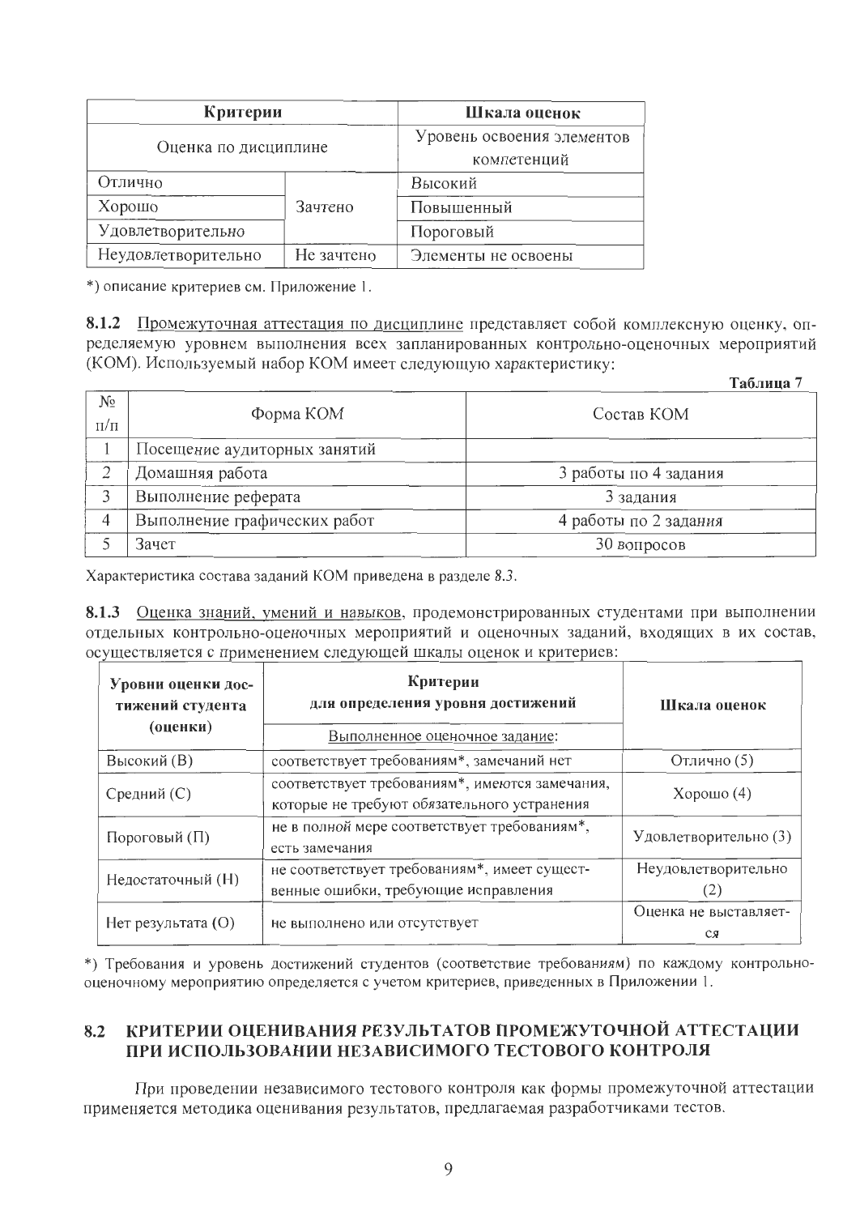| Критерии | | Шкала оценок |
|---|---|---|
| Оценка по дисциплине | | Уровень освоения элементов компетенций |
| Отлично | Зачтено | Высокий |
| Хорошо | | Повышенный |
| Удовлетворительно | | Пороговый |
| Неудовлетворительно | Не зачтено | Элементы не освоены |

*) описание критериев см. Приложение 1.

**8.1.2** Промежуточная аттестация по дисциплине представляет собой комплексную оценку, определяемую уровнем выполнения всех запланированных контрольно-оценочных мероприятий (КОМ). Используемый набор КОМ имеет следующую характеристику:

**Таблица 7**

| № п/п | Форма КОМ | Состав КОМ |
|---|---|---|
| 1 | Посещение аудиторных занятий | |
| 2 | Домашняя работа | 3 работы по 4 задания |
| 3 | Выполнение реферата | 3 задания |
| 4 | Выполнение графических работ | 4 работы по 2 задания |
| 5 | Зачет | 30 вопросов |

Характеристика состава заданий КОМ приведена в разделе 8.3.

**8.1.3** Оценка знаний, умений и навыков, продемонстрированных студентами при выполнении отдельных контрольно-оценочных мероприятий и оценочных заданий, входящих в их состав, осуществляется с применением следующей шкалы оценок и критериев:

| Уровни оценки достижений студента (оценки) | Критерии для определения уровня достижений | Шкала оценок |
|---|---|---|
| | Выполненное оценочное задание: | |
| Высокий (В) | соответствует требованиям*, замечаний нет | Отлично (5) |
| Средний (С) | соответствует требованиям*, имеются замечания, которые не требуют обязательного устранения | Хорошо (4) |
| Пороговый (П) | не в полной мере соответствует требованиям*, есть замечания | Удовлетворительно (3) |
| Недостаточный (Н) | не соответствует требованиям*, имеет существенные ошибки, требующие исправления | Неудовлетворительно (2) |
| Нет результата (О) | не выполнено или отсутствует | Оценка не выставляется |

*) Требования и уровень достижений студентов (соответствие требованиям) по каждому контрольно-оценочному мероприятию определяется с учетом критериев, приведенных в Приложении 1.

## 8.2 КРИТЕРИИ ОЦЕНИВАНИЯ РЕЗУЛЬТАТОВ ПРОМЕЖУТОЧНОЙ АТТЕСТАЦИИ ПРИ ИСПОЛЬЗОВАНИИ НЕЗАВИСИМОГО ТЕСТОВОГО КОНТРОЛЯ

При проведении независимого тестового контроля как формы промежуточной аттестации применяется методика оценивания результатов, предлагаемая разработчиками тестов.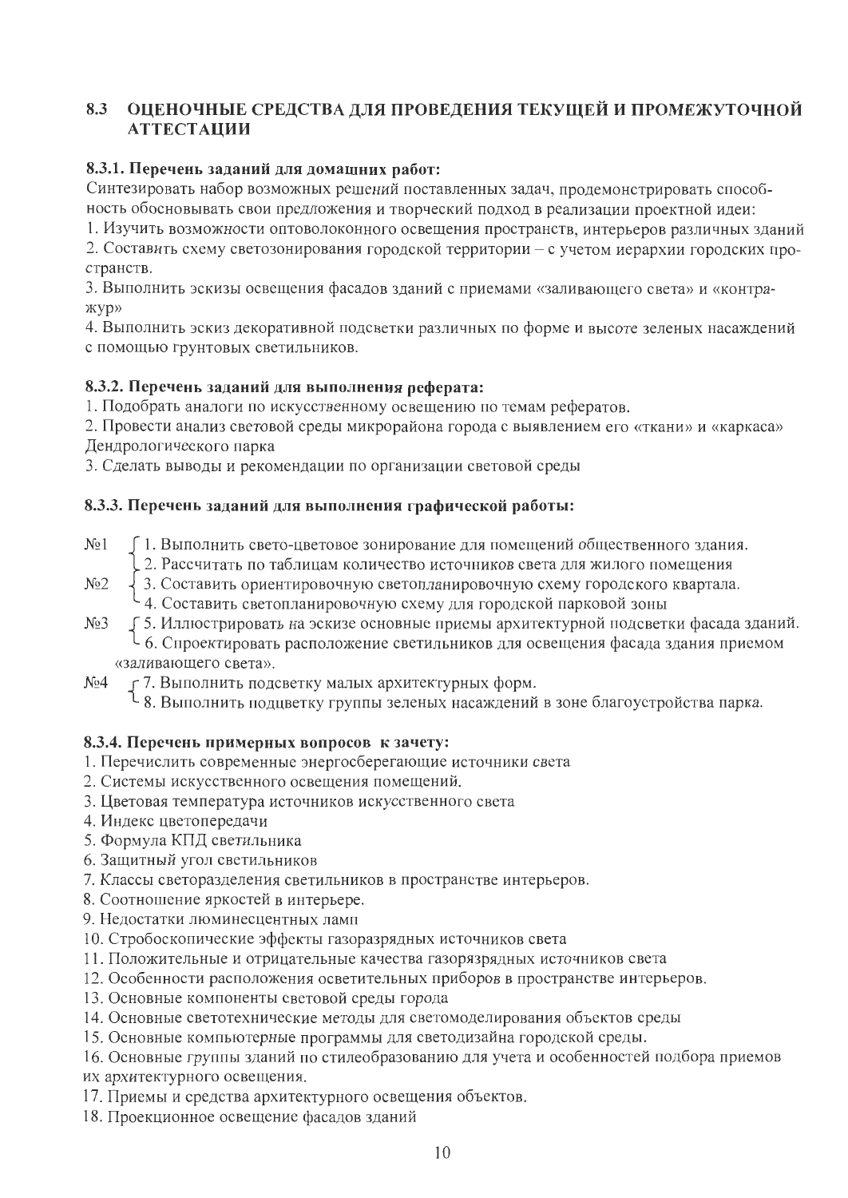## 8.3 ОЦЕНОЧНЫЕ СРЕДСТВА ДЛЯ ПРОВЕДЕНИЯ ТЕКУЩЕЙ И ПРОМЕЖУТОЧНОЙ АТТЕСТАЦИИ

### 8.3.1. Перечень заданий для домашних работ:

Синтезировать набор возможных решений поставленных задач, продемонстрировать способность обосновывать свои предложения и творческий подход в реализации проектной идеи:

1. Изучить возможности оптоволоконного освещения пространств, интерьеров различных зданий
2. Составить схему светозонирования городской территории – с учетом иерархии городских пространств.
3. Выполнить эскизы освещения фасадов зданий с приемами «заливающего света» и «контражур»
4. Выполнить эскиз декоративной подсветки различных по форме и высоте зеленых насаждений с помощью грунтовых светильников.

### 8.3.2. Перечень заданий для выполнения реферата:

1. Подобрать аналоги по искусственному освещению по темам рефератов.
2. Провести анализ световой среды микрорайона города с выявлением его «ткани» и «каркаса» Дендрологического парка
3. Сделать выводы и рекомендации по организации световой среды

### 8.3.3. Перечень заданий для выполнения графической работы:

№1
- 1. Выполнить свето-цветовое зонирование для помещений общественного здания.
- 2. Рассчитать по таблицам количество источников света для жилого помещения

№2
- 3. Составить ориентировочную светопланировочную схему городского квартала.
- 4. Составить светопланировочную схему для городской парковой зоны

№3
- 5. Иллюстрировать на эскизе основные приемы архитектурной подсветки фасада зданий.
- 6. Спроектировать расположение светильников для освещения фасада здания приемом «заливающего света».

№4
- 7. Выполнить подсветку малых архитектурных форм.
- 8. Выполнить подцветку группы зеленых насаждений в зоне благоустройства парка.

### 8.3.4. Перечень примерных вопросов к зачету:

1. Перечислить современные энергосберегающие источники света
2. Системы искусственного освещения помещений.
3. Цветовая температура источников искусственного света
4. Индекс цветопередачи
5. Формула КПД светильника
6. Защитный угол светильников
7. Классы светоразделения светильников в пространстве интерьеров.
8. Соотношение яркостей в интерьере.
9. Недостатки люминесцентных ламп
10. Стробоскопические эффекты газоразрядных источников света
11. Положительные и отрицательные качества газорязрядных источников света
12. Особенности расположения осветительных приборов в пространстве интерьеров.
13. Основные компоненты световой среды города
14. Основные светотехнические методы для светомоделирования объектов среды
15. Основные компьютерные программы для светодизайна городской среды.
16. Основные группы зданий по стилеобразованию для учета и особенностей подбора приемов их архитектурного освещения.
17. Приемы и средства архитектурного освещения объектов.
18. Проекционное освещение фасадов зданий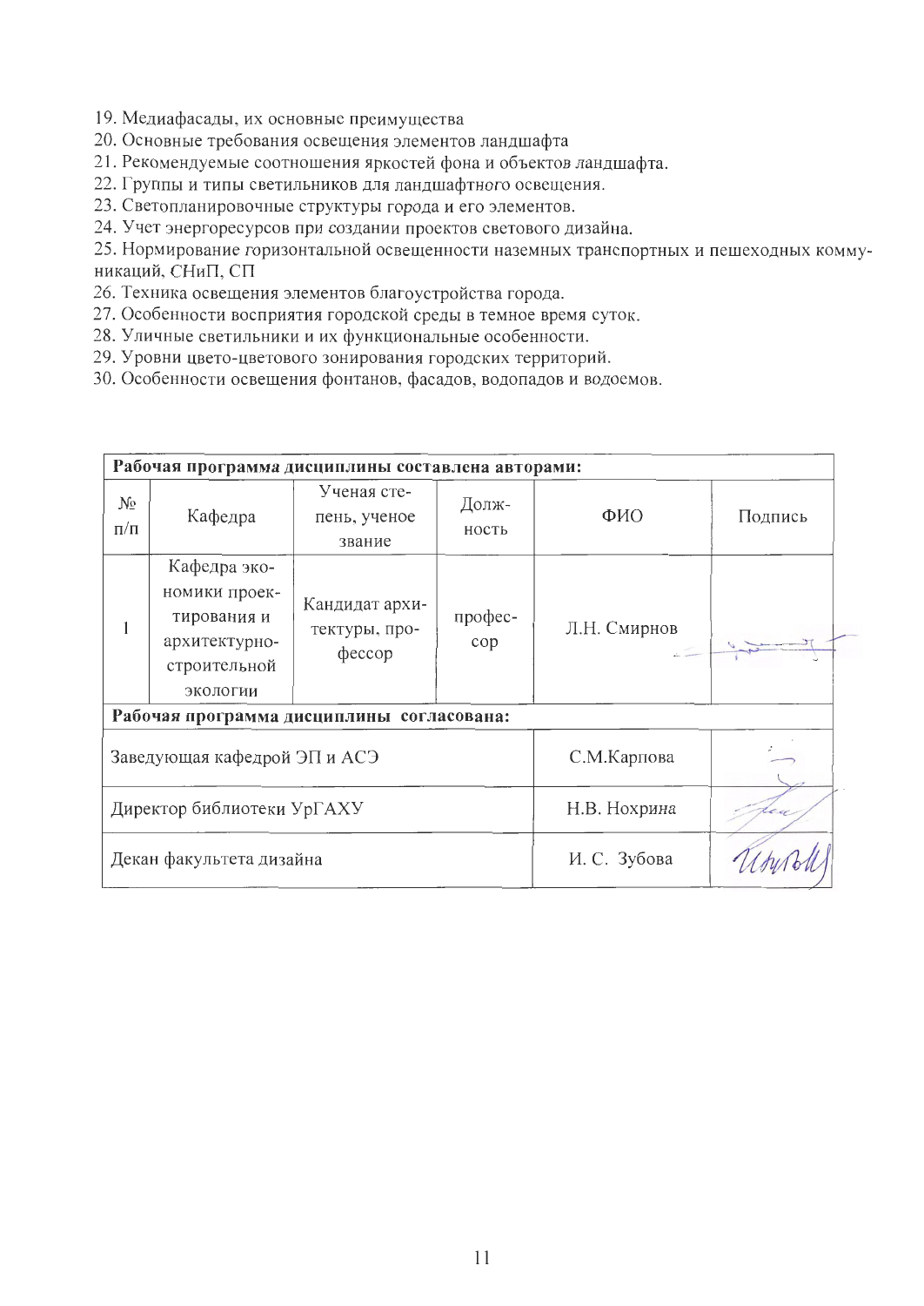19. Медиафасады, их основные преимущества
20. Основные требования освещения элементов ландшафта
21. Рекомендуемые соотношения яркостей фона и объектов ландшафта.
22. Группы и типы светильников для ландшафтного освещения.
23. Светопланировочные структуры города и его элементов.
24. Учет энергоресурсов при создании проектов светового дизайна.
25. Нормирование горизонтальной освещенности наземных транспортных и пешеходных коммуникаций, СНиП, СП
26. Техника освещения элементов благоустройства города.
27. Особенности восприятия городской среды в темное время суток.
28. Уличные светильники и их функциональные особенности.
29. Уровни цвето-цветового зонирования городских территорий.
30. Особенности освещения фонтанов, фасадов, водопадов и водоемов.

| **Рабочая программа дисциплины составлена авторами:** | | | | | |
|---|---|---|---|---|---|
| № п/п | Кафедра | Ученая степень, ученое звание | Должность | ФИО | Подпись |
| 1 | Кафедра экономики проектирования и архитектурно-строительной экологии | Кандидат архитектуры, профессор | профессор | Л.Н. Смирнов | |
| **Рабочая программа дисциплины согласована:** | | | | | |
| Заведующая кафедрой ЭП и АСЭ | | | | С.М.Карпова | |
| Директор библиотеки УрГАХУ | | | | Н.В. Нохрина | |
| Декан факультета дизайна | | | | И. С. Зубова | |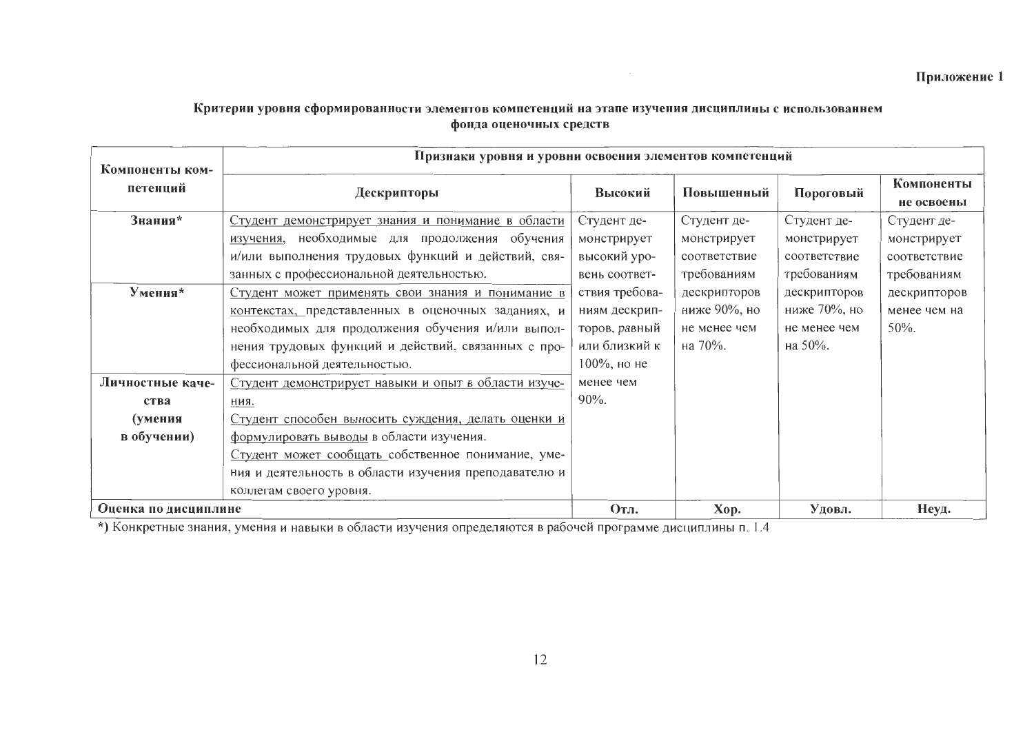**Приложение 1**

**Критерии уровня сформированности элементов компетенций на этапе изучения дисциплины с использованием фонда оценочных средств**

| Компоненты компетенций | Признаки уровня и уровни освоения элементов компетенций | | | | |
|---|---|---|---|---|---|
| | **Дескрипторы** | **Высокий** | **Повышенный** | **Пороговый** | **Компоненты не освоены** |
| **Знания*** | Студент демонстрирует знания и понимание в области изучения, необходимые для продолжения обучения и/или выполнения трудовых функций и действий, связанных с профессиональной деятельностью. | Студент демонстрирует высокий уровень соответствия требованиям дескрипторов, равный или близкий к 100%, но не менее чем 90%. | Студент демонстрирует соответствие требованиям дескрипторов ниже 90%, но не менее чем на 70%. | Студент демонстрирует соответствие требованиям дескрипторов ниже 70%, но не менее чем на 50%. | Студент демонстрирует соответствие требованиям дескрипторов менее чем на 50%. |
| **Умения*** | Студент может применять свои знания и понимание в контекстах, представленных в оценочных заданиях, и необходимых для продолжения обучения и/или выполнения трудовых функций и действий, связанных с профессиональной деятельностью. | | | | |
| **Личностные качества (умения в обучении)** | Студент демонстрирует навыки и опыт в области изучения. Студент способен выносить суждения, делать оценки и формулировать выводы в области изучения. Студент может сообщать собственное понимание, умения и деятельность в области изучения преподавателю и коллегам своего уровня. | | | | |
| **Оценка по дисциплине** | | **Отл.** | **Хор.** | **Удовл.** | **Неуд.** |

*) Конкретные знания, умения и навыки в области изучения определяются в рабочей программе дисциплины п. 1.4